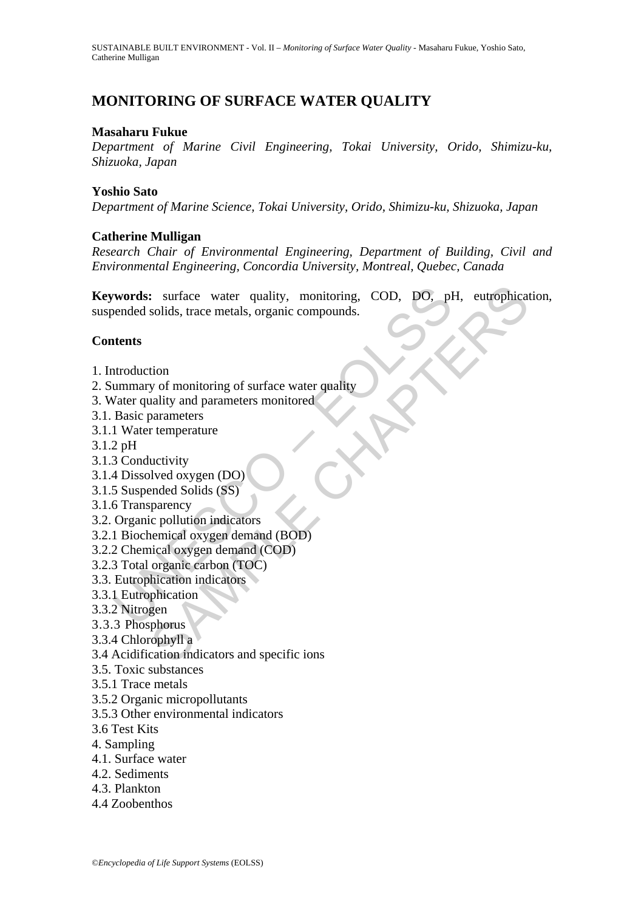# MONITORING OF SURFACE WATER QUALITY

**Masaharu Fukue**

*Department of Marine Civil Engineering, Tokai University, Orido, Shimizu-ku, Shizuoka, Japan*

**Yoshio Sato**

*Department of Marine Science, Tokai University, Orido, Shimizu-ku, Shizuoka, Japan*

**Catherine Mulligan**

*Research Chair of Environmental Engineering, Department of Building, Civil and Environmental Engineering, Concordia University, Montreal, Quebec, Canada*

**Keywords:** surface water quality, monitoring, COD, DO, pH, eutrophication, suspended solids, trace metals, organic compounds.

## Contents

1. Introduction
2. Summary of monitoring of surface water quality
3. Water quality and parameters monitored
3.1. Basic parameters
3.1.1 Water temperature
3.1.2 pH
3.1.3 Conductivity
3.1.4 Dissolved oxygen (DO)
3.1.5 Suspended Solids (SS)
3.1.6 Transparency
3.2. Organic pollution indicators
3.2.1 Biochemical oxygen demand (BOD)
3.2.2 Chemical oxygen demand (COD)
3.2.3 Total organic carbon (TOC)
3.3. Eutrophication indicators
3.3.1 Eutrophication
3.3.2 Nitrogen
3.3.3 Phosphorus
3.3.4 Chlorophyll a
3.4 Acidification indicators and specific ions
3.5. Toxic substances
3.5.1 Trace metals
3.5.2 Organic micropollutants
3.5.3 Other environmental indicators
3.6 Test Kits
4. Sampling
4.1. Surface water
4.2. Sediments
4.3. Plankton
4.4 Zoobenthos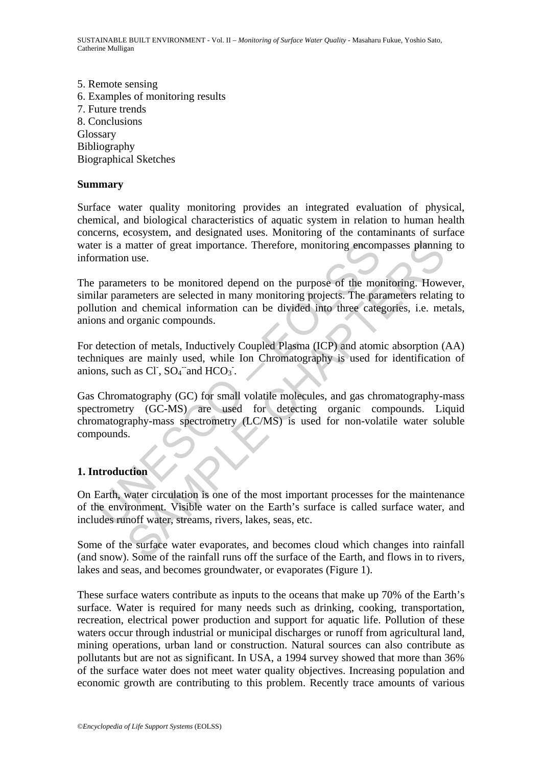5. Remote sensing
6. Examples of monitoring results
7. Future trends
8. Conclusions
Glossary
Bibliography
Biographical Sketches

**Summary**

Surface water quality monitoring provides an integrated evaluation of physical, chemical, and biological characteristics of aquatic system in relation to human health concerns, ecosystem, and designated uses. Monitoring of the contaminants of surface water is a matter of great importance. Therefore, monitoring encompasses planning to information use.

The parameters to be monitored depend on the purpose of the monitoring. However, similar parameters are selected in many monitoring projects. The parameters relating to pollution and chemical information can be divided into three categories, i.e. metals, anions and organic compounds.

For detection of metals, Inductively Coupled Plasma (ICP) and atomic absorption (AA) techniques are mainly used, while Ion Chromatography is used for identification of anions, such as $Cl^-$, $SO_4^{--}$ and $HCO_3^-$.

Gas Chromatography (GC) for small volatile molecules, and gas chromatography-mass spectrometry (GC-MS) are used for detecting organic compounds. Liquid chromatography-mass spectrometry (LC/MS) is used for non-volatile water soluble compounds.

## 1. Introduction

On Earth, water circulation is one of the most important processes for the maintenance of the environment. Visible water on the Earth's surface is called surface water, and includes runoff water, streams, rivers, lakes, seas, etc.

Some of the surface water evaporates, and becomes cloud which changes into rainfall (and snow). Some of the rainfall runs off the surface of the Earth, and flows in to rivers, lakes and seas, and becomes groundwater, or evaporates (Figure 1).

These surface waters contribute as inputs to the oceans that make up 70% of the Earth's surface. Water is required for many needs such as drinking, cooking, transportation, recreation, electrical power production and support for aquatic life. Pollution of these waters occur through industrial or municipal discharges or runoff from agricultural land, mining operations, urban land or construction. Natural sources can also contribute as pollutants but are not as significant. In USA, a 1994 survey showed that more than 36% of the surface water does not meet water quality objectives. Increasing population and economic growth are contributing to this problem. Recently trace amounts of various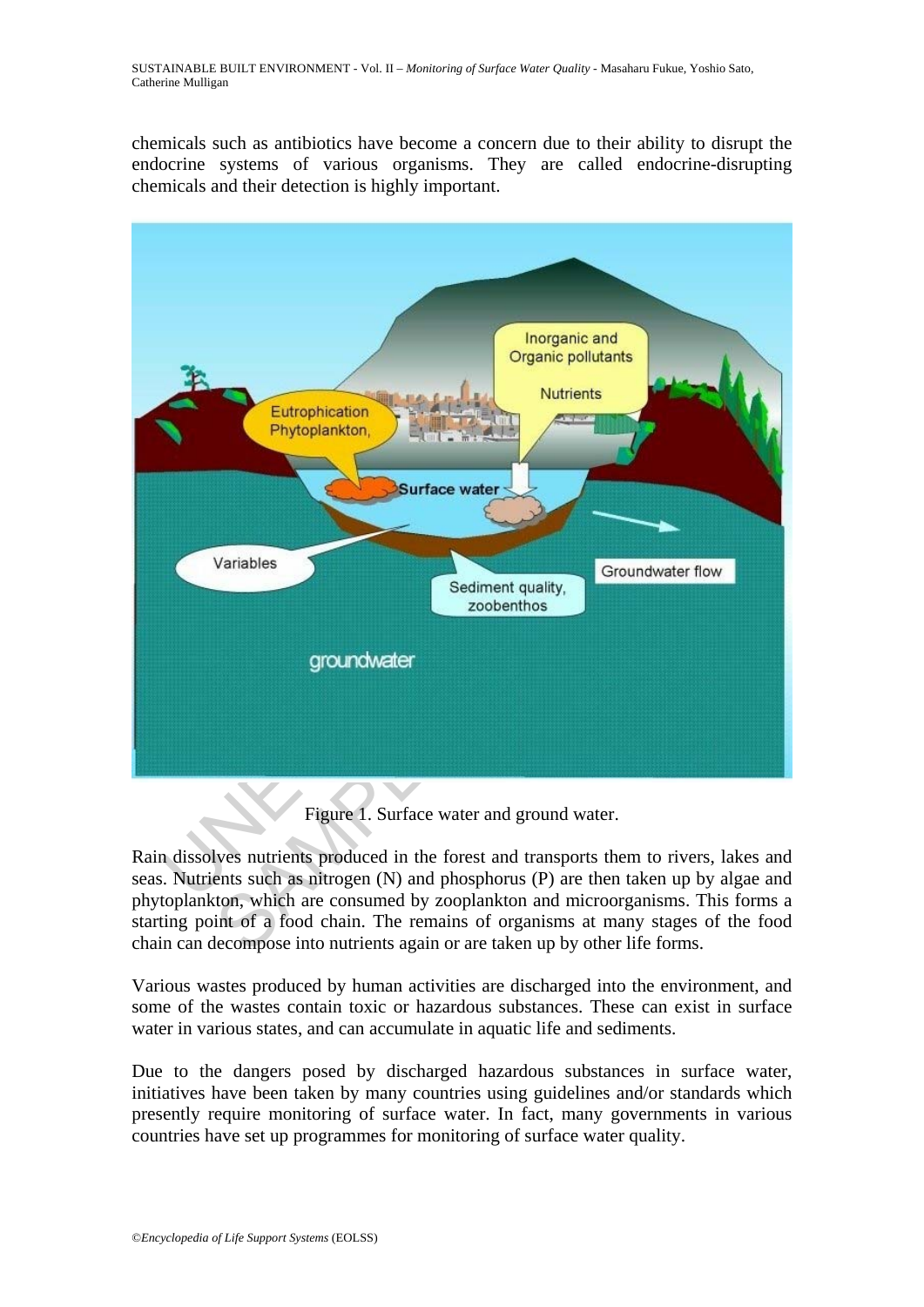chemicals such as antibiotics have become a concern due to their ability to disrupt the endocrine systems of various organisms. They are called endocrine-disrupting chemicals and their detection is highly important.

Figure 1. Surface water and ground water.

Rain dissolves nutrients produced in the forest and transports them to rivers, lakes and seas. Nutrients such as nitrogen (N) and phosphorus (P) are then taken up by algae and phytoplankton, which are consumed by zooplankton and microorganisms. This forms a starting point of a food chain. The remains of organisms at many stages of the food chain can decompose into nutrients again or are taken up by other life forms.

Various wastes produced by human activities are discharged into the environment, and some of the wastes contain toxic or hazardous substances. These can exist in surface water in various states, and can accumulate in aquatic life and sediments.

Due to the dangers posed by discharged hazardous substances in surface water, initiatives have been taken by many countries using guidelines and/or standards which presently require monitoring of surface water. In fact, many governments in various countries have set up programmes for monitoring of surface water quality.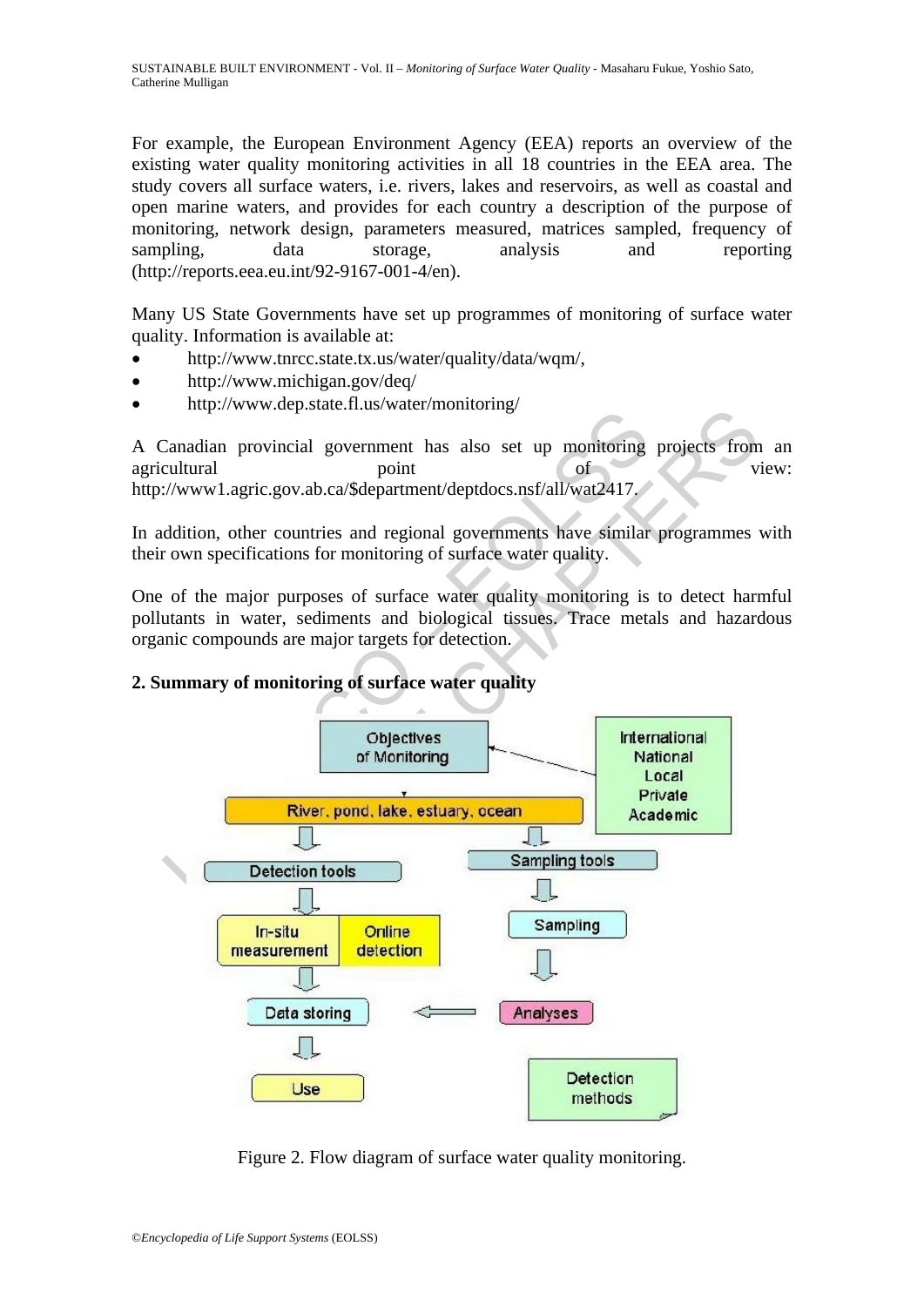For example, the European Environment Agency (EEA) reports an overview of the existing water quality monitoring activities in all 18 countries in the EEA area. The study covers all surface waters, i.e. rivers, lakes and reservoirs, as well as coastal and open marine waters, and provides for each country a description of the purpose of monitoring, network design, parameters measured, matrices sampled, frequency of sampling, data storage, analysis and reporting (http://reports.eea.eu.int/92-9167-001-4/en).

Many US State Governments have set up programmes of monitoring of surface water quality. Information is available at:

- http://www.tnrcc.state.tx.us/water/quality/data/wqm/,
- http://www.michigan.gov/deq/
- http://www.dep.state.fl.us/water/monitoring/

A Canadian provincial government has also set up monitoring projects from an agricultural point of view: http://www1.agric.gov.ab.ca/$department/deptdocs.nsf/all/wat2417.

In addition, other countries and regional governments have similar programmes with their own specifications for monitoring of surface water quality.

One of the major purposes of surface water quality monitoring is to detect harmful pollutants in water, sediments and biological tissues. Trace metals and hazardous organic compounds are major targets for detection.

## 2. Summary of monitoring of surface water quality

Figure 2. Flow diagram of surface water quality monitoring.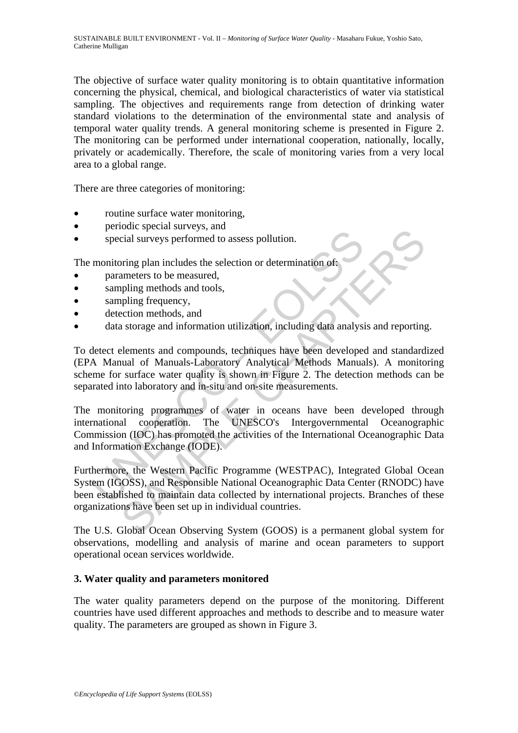The objective of surface water quality monitoring is to obtain quantitative information concerning the physical, chemical, and biological characteristics of water via statistical sampling. The objectives and requirements range from detection of drinking water standard violations to the determination of the environmental state and analysis of temporal water quality trends. A general monitoring scheme is presented in Figure 2. The monitoring can be performed under international cooperation, nationally, locally, privately or academically. Therefore, the scale of monitoring varies from a very local area to a global range.

There are three categories of monitoring:

- routine surface water monitoring,
- periodic special surveys, and
- special surveys performed to assess pollution.

The monitoring plan includes the selection or determination of:

- parameters to be measured,
- sampling methods and tools,
- sampling frequency,
- detection methods, and
- data storage and information utilization, including data analysis and reporting.

To detect elements and compounds, techniques have been developed and standardized (EPA Manual of Manuals-Laboratory Analytical Methods Manuals). A monitoring scheme for surface water quality is shown in Figure 2. The detection methods can be separated into laboratory and in-situ and on-site measurements.

The monitoring programmes of water in oceans have been developed through international cooperation. The UNESCO's Intergovernmental Oceanographic Commission (IOC) has promoted the activities of the International Oceanographic Data and Information Exchange (IODE).

Furthermore, the Western Pacific Programme (WESTPAC), Integrated Global Ocean System (IGOSS), and Responsible National Oceanographic Data Center (RNODC) have been established to maintain data collected by international projects. Branches of these organizations have been set up in individual countries.

The U.S. Global Ocean Observing System (GOOS) is a permanent global system for observations, modelling and analysis of marine and ocean parameters to support operational ocean services worldwide.

## 3. Water quality and parameters monitored

The water quality parameters depend on the purpose of the monitoring. Different countries have used different approaches and methods to describe and to measure water quality. The parameters are grouped as shown in Figure 3.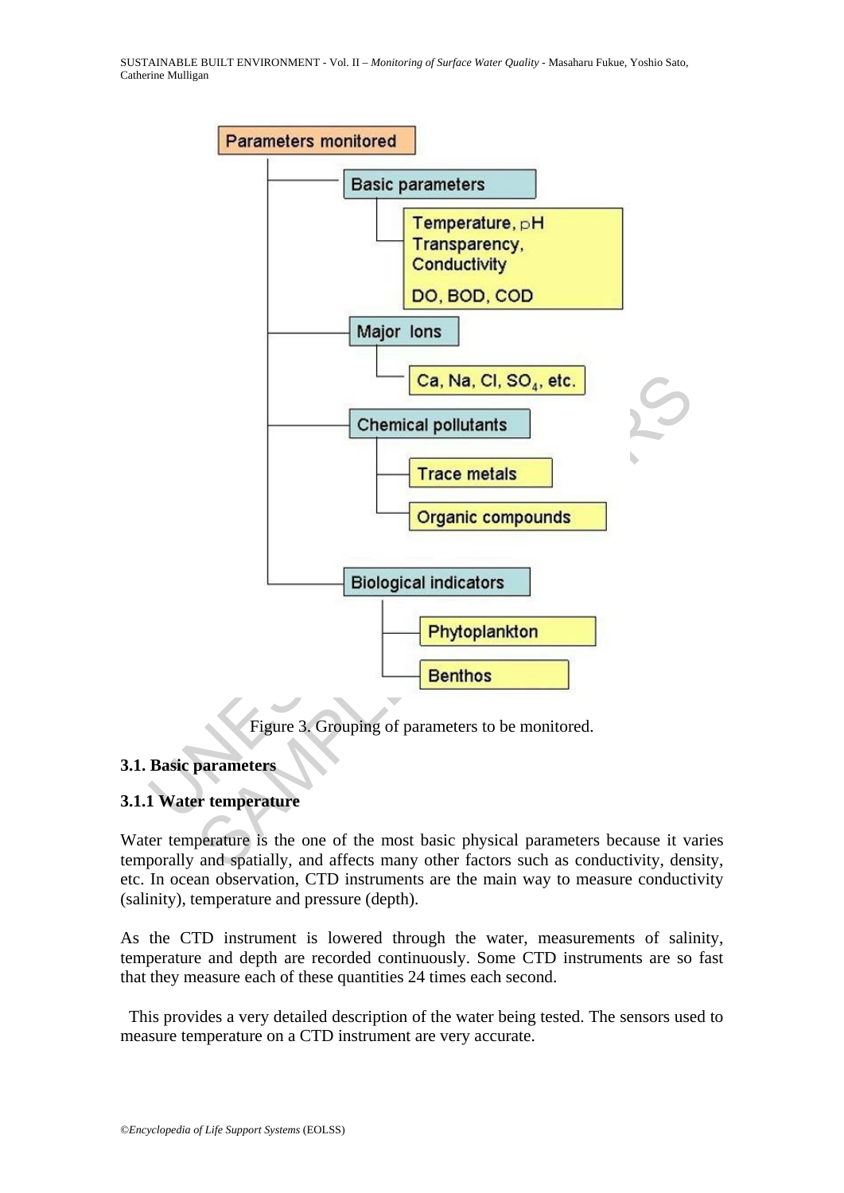- Parameters monitored
  - Basic parameters
    - Temperature, pH Transparency, Conductivity
    - DO, BOD, COD
  - Major Ions
    - Ca, Na, Cl, $SO_4$, etc.
  - Chemical pollutants
    - Trace metals
    - Organic compounds
  - Biological indicators
    - Phytoplankton
    - Benthos

Figure 3. Grouping of parameters to be monitored.

## 3.1. Basic parameters

### 3.1.1 Water temperature

Water temperature is the one of the most basic physical parameters because it varies temporally and spatially, and affects many other factors such as conductivity, density, etc. In ocean observation, CTD instruments are the main way to measure conductivity (salinity), temperature and pressure (depth).

As the CTD instrument is lowered through the water, measurements of salinity, temperature and depth are recorded continuously. Some CTD instruments are so fast that they measure each of these quantities 24 times each second.

This provides a very detailed description of the water being tested. The sensors used to measure temperature on a CTD instrument are very accurate.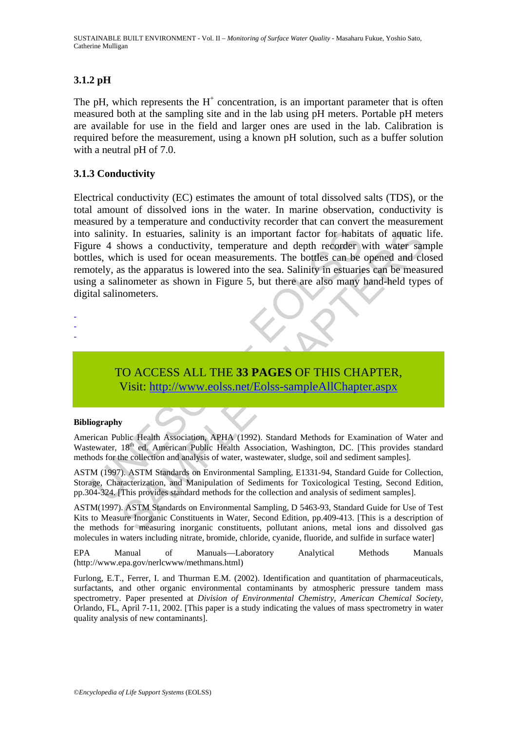### 3.1.2 pH

The pH, which represents the $H^+$ concentration, is an important parameter that is often measured both at the sampling site and in the lab using pH meters. Portable pH meters are available for use in the field and larger ones are used in the lab. Calibration is required before the measurement, using a known pH solution, such as a buffer solution with a neutral pH of 7.0.

### 3.1.3 Conductivity

Electrical conductivity (EC) estimates the amount of total dissolved salts (TDS), or the total amount of dissolved ions in the water. In marine observation, conductivity is measured by a temperature and conductivity recorder that can convert the measurement into salinity. In estuaries, salinity is an important factor for habitats of aquatic life. Figure 4 shows a conductivity, temperature and depth recorder with water sample bottles, which is used for ocean measurements. The bottles can be opened and closed remotely, as the apparatus is lowered into the sea. Salinity in estuaries can be measured using a salinometer as shown in Figure 5, but there are also many hand-held types of digital salinometers.

-
-
-

TO ACCESS ALL THE **33 PAGES** OF THIS CHAPTER,
Visit: http://www.eolss.net/Eolss-sampleAllChapter.aspx

#### Bibliography

American Public Health Association, APHA (1992). Standard Methods for Examination of Water and Wastewater, 18th ed. American Public Health Association, Washington, DC. [This provides standard methods for the collection and analysis of water, wastewater, sludge, soil and sediment samples].

ASTM (1997). ASTM Standards on Environmental Sampling, E1331-94, Standard Guide for Collection, Storage, Characterization, and Manipulation of Sediments for Toxicological Testing, Second Edition, pp.304-324. [This provides standard methods for the collection and analysis of sediment samples].

ASTM(1997). ASTM Standards on Environmental Sampling, D 5463-93, Standard Guide for Use of Test Kits to Measure Inogranic Constituents in Water, Second Edition, pp.409-413. [This is a description of the methods for measuring inorganic constituents, pollutant anions, metal ions and dissolved gas molecules in waters including nitrate, bromide, chloride, cyanide, fluoride, and sulfide in surface water]

EPA Manual of Manuals—Laboratory Analytical Methods Manuals (http://www.epa.gov/nerlcwww/methmans.html)

Furlong, E.T., Ferrer, I. and Thurman E.M. (2002). Identification and quantitation of pharmaceuticals, surfactants, and other organic environmental contaminants by atmospheric pressure tandem mass spectrometry. Paper presented at *Division of Environmental Chemistry, American Chemical Society*, Orlando, FL, April 7-11, 2002. [This paper is a study indicating the values of mass spectrometry in water quality analysis of new contaminants].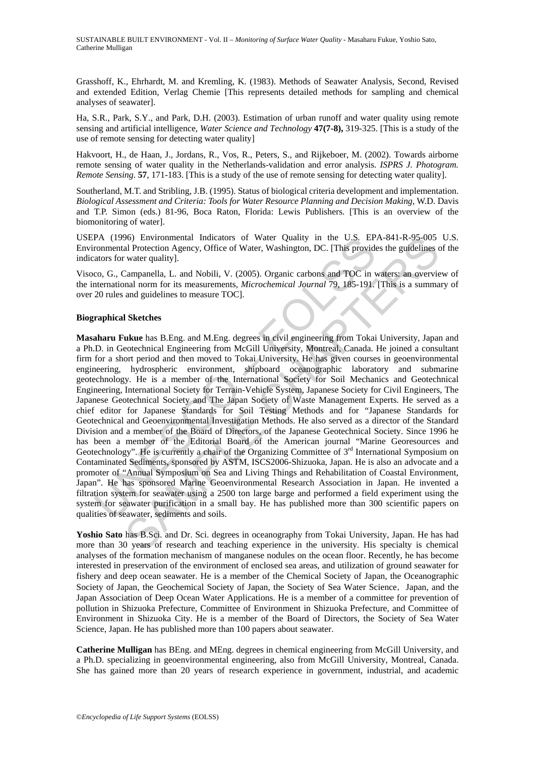Grasshoff, K., Ehrhardt, M. and Kremling, K. (1983). Methods of Seawater Analysis, Second, Revised and extended Edition, Verlag Chemie [This represents detailed methods for sampling and chemical analyses of seawater].

Ha, S.R., Park, S.Y., and Park, D.H. (2003). Estimation of urban runoff and water quality using remote sensing and artificial intelligence, *Water Science and Technology* **47(7-8),** 319-325. [This is a study of the use of remote sensing for detecting water quality]

Hakvoort, H., de Haan, J., Jordans, R., Vos, R., Peters, S., and Rijkeboer, M. (2002). Towards airborne remote sensing of water quality in the Netherlands-validation and error analysis. *ISPRS J. Photogram. Remote Sensing*. **57**, 171-183. [This is a study of the use of remote sensing for detecting water quality].

Southerland, M.T. and Stribling, J.B. (1995). Status of biological criteria development and implementation. *Biological Assessment and Criteria: Tools for Water Resource Planning and Decision Making*, W.D. Davis and T.P. Simon (eds.) 81-96, Boca Raton, Florida: Lewis Publishers. [This is an overview of the biomonitoring of water].

USEPA (1996) Environmental Indicators of Water Quality in the U.S. EPA-841-R-95-005 U.S. Environmental Protection Agency, Office of Water, Washington, DC. [This provides the guidelines of the indicators for water quality].

Visoco, G., Campanella, L. and Nobili, V. (2005). Organic carbons and TOC in waters: an overview of the international norm for its measurements, *Microchemical Journal* 79, 185-191. [This is a summary of over 20 rules and guidelines to measure TOC].

**Biographical Sketches**

**Masaharu Fukue** has B.Eng. and M.Eng. degrees in civil engineering from Tokai University, Japan and a Ph.D. in Geotechnical Engineering from McGill University, Montreal, Canada. He joined a consultant firm for a short period and then moved to Tokai University. He has given courses in geoenvironmental engineering, hydrospheric environment, shipboard oceanographic laboratory and submarine geotechnology. He is a member of the International Society for Soil Mechanics and Geotechnical Engineering, International Society for Terrain-Vehicle System, Japanese Society for Civil Engineers, The Japanese Geotechnical Society and The Japan Society of Waste Management Experts. He served as a chief editor for Japanese Standards for Soil Testing Methods and for "Japanese Standards for Geotechnical and Geoenvironmental Investigation Methods. He also served as a director of the Standard Division and a member of the Board of Directors, of the Japanese Geotechnical Society. Since 1996 he has been a member of the Editorial Board of the American journal "Marine Georesources and Geotechnology". He is currently a chair of the Organizing Committee of 3rd International Symposium on Contaminated Sediments, sponsored by ASTM, ISCS2006-Shizuoka, Japan. He is also an advocate and a promoter of "Annual Symposium on Sea and Living Things and Rehabilitation of Coastal Environment, Japan". He has sponsored Marine Geoenvironmental Research Association in Japan. He invented a filtration system for seawater using a 2500 ton large barge and performed a field experiment using the system for seawater purification in a small bay. He has published more than 300 scientific papers on qualities of seawater, sediments and soils.

**Yoshio Sato** has B.Sci. and Dr. Sci. degrees in oceanography from Tokai University, Japan. He has had more than 30 years of research and teaching experience in the university. His specialty is chemical analyses of the formation mechanism of manganese nodules on the ocean floor. Recently, he has become interested in preservation of the environment of enclosed sea areas, and utilization of ground seawater for fishery and deep ocean seawater. He is a member of the Chemical Society of Japan, the Oceanographic Society of Japan, the Geochemical Society of Japan, the Society of Sea Water Science，Japan, and the Japan Association of Deep Ocean Water Applications. He is a member of a committee for prevention of pollution in Shizuoka Prefecture, Committee of Environment in Shizuoka Prefecture, and Committee of Environment in Shizuoka City. He is a member of the Board of Directors, the Society of Sea Water Science, Japan. He has published more than 100 papers about seawater.

**Catherine Mulligan** has BEng. and MEng. degrees in chemical engineering from McGill University, and a Ph.D. specializing in geoenvironmental engineering, also from McGill University, Montreal, Canada. She has gained more than 20 years of research experience in government, industrial, and academic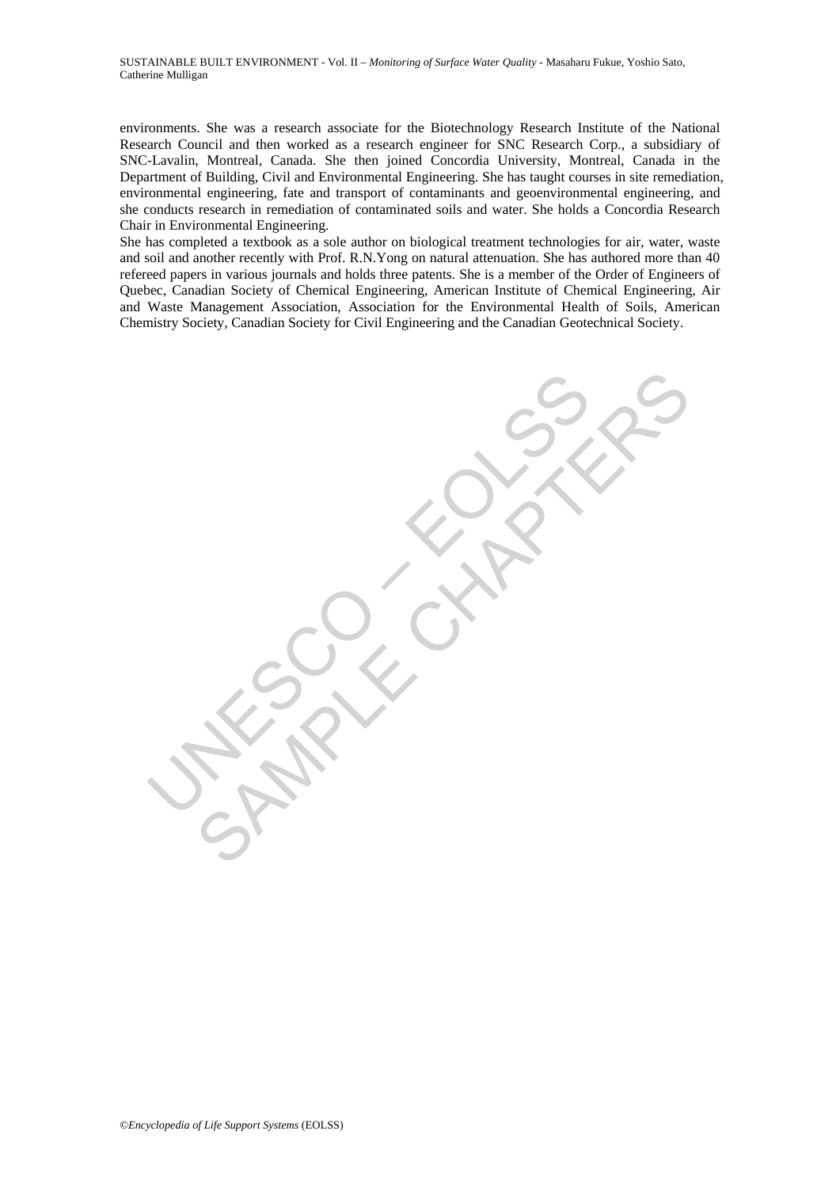environments. She was a research associate for the Biotechnology Research Institute of the National Research Council and then worked as a research engineer for SNC Research Corp., a subsidiary of SNC-Lavalin, Montreal, Canada. She then joined Concordia University, Montreal, Canada in the Department of Building, Civil and Environmental Engineering. She has taught courses in site remediation, environmental engineering, fate and transport of contaminants and geoenvironmental engineering, and she conducts research in remediation of contaminated soils and water. She holds a Concordia Research Chair in Environmental Engineering.

She has completed a textbook as a sole author on biological treatment technologies for air, water, waste and soil and another recently with Prof. R.N.Yong on natural attenuation. She has authored more than 40 refereed papers in various journals and holds three patents. She is a member of the Order of Engineers of Quebec, Canadian Society of Chemical Engineering, American Institute of Chemical Engineering, Air and Waste Management Association, Association for the Environmental Health of Soils, American Chemistry Society, Canadian Society for Civil Engineering and the Canadian Geotechnical Society.